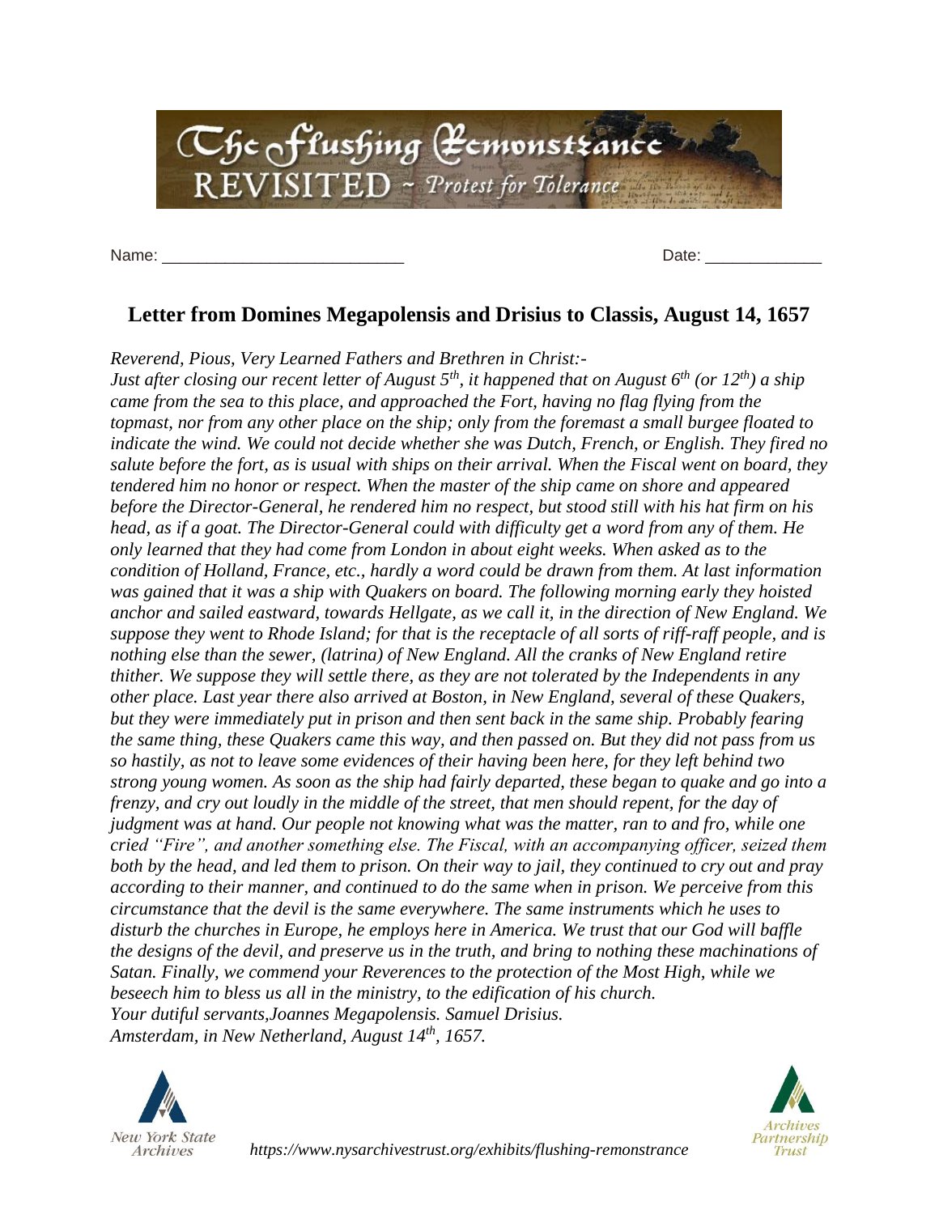The Flushing Remonstrance REVISITED ~ Protest for Tolerance

Name: ___________________________ Date: _____________

## Letter from Domines Megapolensis and Drisius to Classis, August 14, 1657

*Reverend, Pious, Very Learned Fathers and Brethren in Christ:-*

*Just after closing our recent letter of August 5th, it happened that on August 6th (or 12th) a ship came from the sea to this place, and approached the Fort, having no flag flying from the topmast, nor from any other place on the ship; only from the foremast a small burgee floated to indicate the wind. We could not decide whether she was Dutch, French, or English. They fired no salute before the fort, as is usual with ships on their arrival. When the Fiscal went on board, they tendered him no honor or respect. When the master of the ship came on shore and appeared before the Director-General, he rendered him no respect, but stood still with his hat firm on his head, as if a goat. The Director-General could with difficulty get a word from any of them. He only learned that they had come from London in about eight weeks. When asked as to the condition of Holland, France, etc., hardly a word could be drawn from them. At last information was gained that it was a ship with Quakers on board. The following morning early they hoisted anchor and sailed eastward, towards Hellgate, as we call it, in the direction of New England. We suppose they went to Rhode Island; for that is the receptacle of all sorts of riff-raff people, and is nothing else than the sewer, (latrina) of New England. All the cranks of New England retire thither. We suppose they will settle there, as they are not tolerated by the Independents in any other place. Last year there also arrived at Boston, in New England, several of these Quakers, but they were immediately put in prison and then sent back in the same ship. Probably fearing the same thing, these Quakers came this way, and then passed on. But they did not pass from us so hastily, as not to leave some evidences of their having been here, for they left behind two strong young women. As soon as the ship had fairly departed, these began to quake and go into a frenzy, and cry out loudly in the middle of the street, that men should repent, for the day of judgment was at hand. Our people not knowing what was the matter, ran to and fro, while one cried "Fire", and another something else. The Fiscal, with an accompanying officer, seized them both by the head, and led them to prison. On their way to jail, they continued to cry out and pray according to their manner, and continued to do the same when in prison. We perceive from this circumstance that the devil is the same everywhere. The same instruments which he uses to disturb the churches in Europe, he employs here in America. We trust that our God will baffle the designs of the devil, and preserve us in the truth, and bring to nothing these machinations of Satan. Finally, we commend your Reverences to the protection of the Most High, while we beseech him to bless us all in the ministry, to the edification of his church.*

*Your dutiful servants,Joannes Megapolensis. Samuel Drisius.*

*Amsterdam, in New Netherland, August 14th, 1657.*

New York State Archives

*https://www.nysarchivestrust.org/exhibits/flushing-remonstrance*

Archives Partnership Trust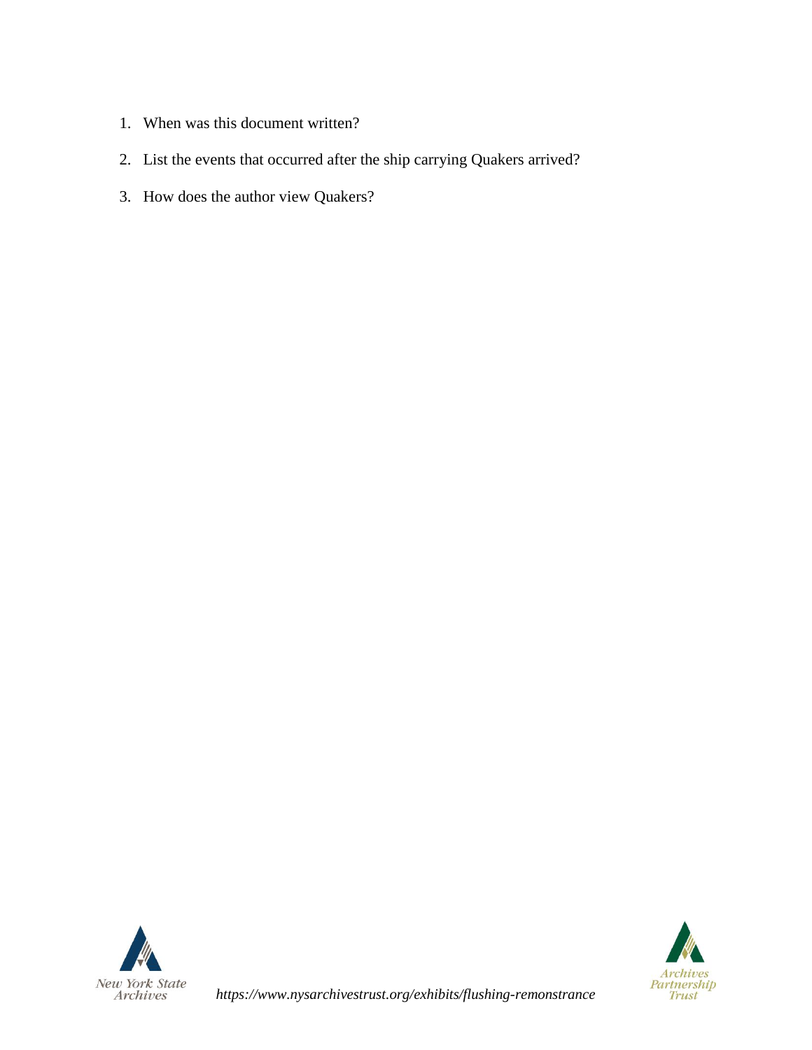1. When was this document written?
2. List the events that occurred after the ship carrying Quakers arrived?
3. How does the author view Quakers?